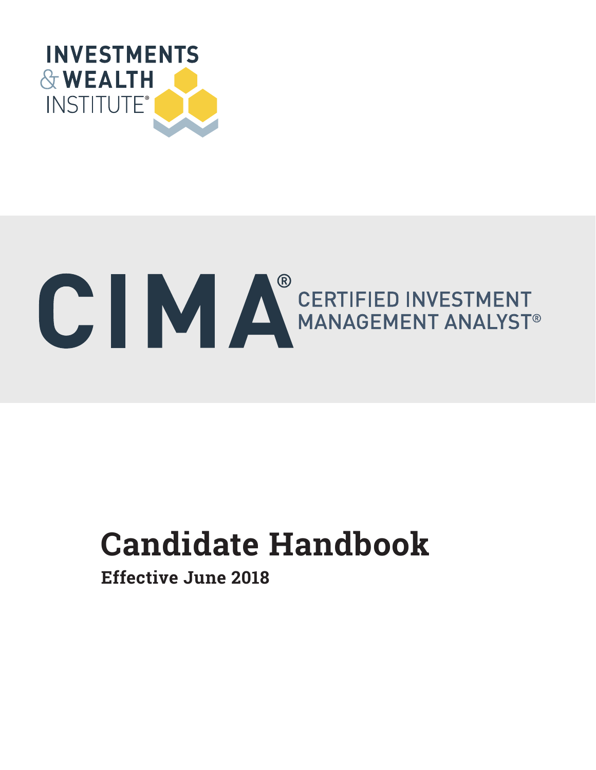INVESTMENTS & WEALTH INSTITUTE®

# CIMA® CERTIFIED INVESTMENT MANAGEMENT ANALYST®

## Candidate Handbook

**Effective June 2018**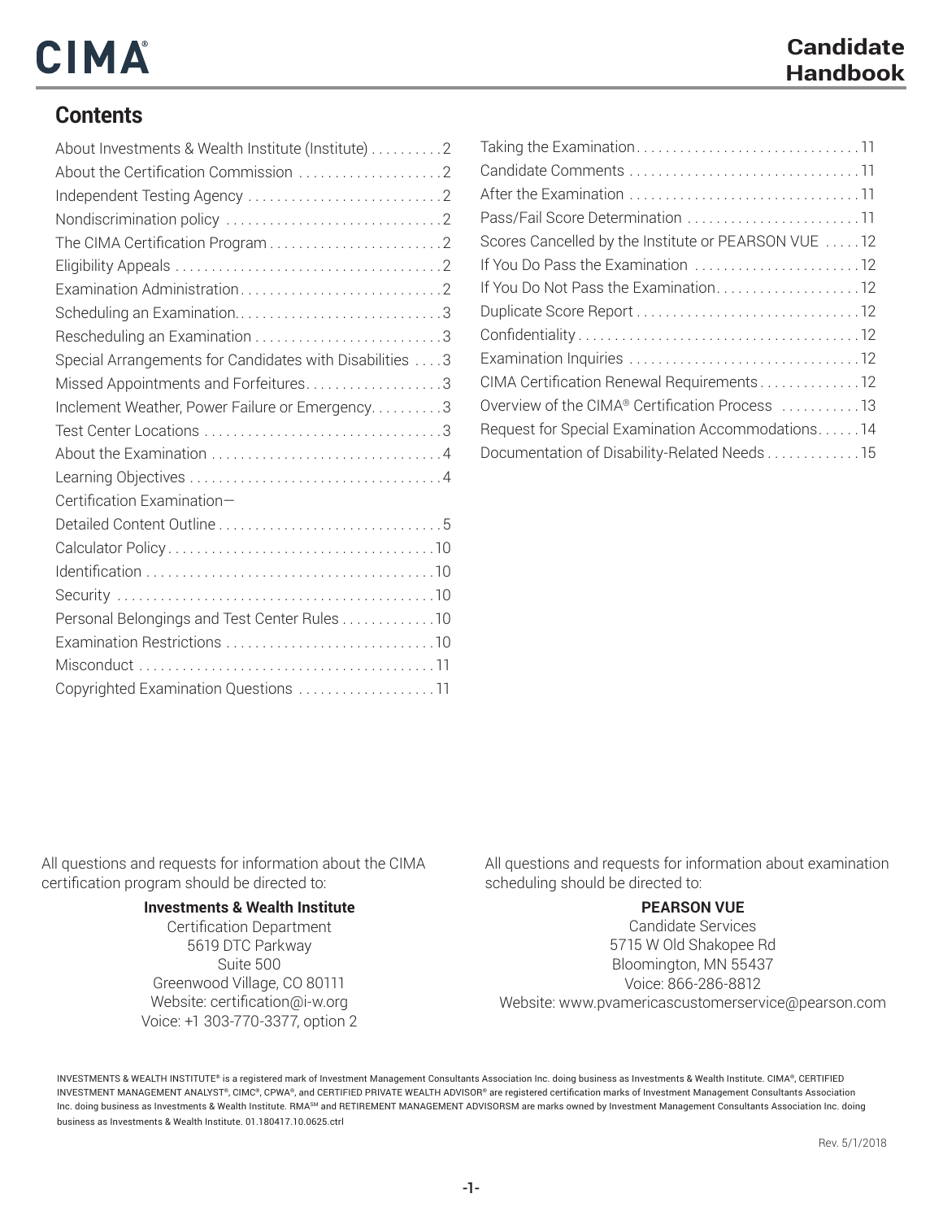# CIMA

## Candidate Handbook

## Contents

| | |
|---|---|
| About Investments & Wealth Institute (Institute) | 2 |
| About the Certification Commission | 2 |
| Independent Testing Agency | 2 |
| Nondiscrimination policy | 2 |
| The CIMA Certification Program | 2 |
| Eligibility Appeals | 2 |
| Examination Administration | 2 |
| Scheduling an Examination | 3 |
| Rescheduling an Examination | 3 |
| Special Arrangements for Candidates with Disabilities | 3 |
| Missed Appointments and Forfeitures | 3 |
| Inclement Weather, Power Failure or Emergency | 3 |
| Test Center Locations | 3 |
| About the Examination | 4 |
| Learning Objectives | 4 |
| Certification Examination—Detailed Content Outline | 5 |
| Calculator Policy | 10 |
| Identification | 10 |
| Security | 10 |
| Personal Belongings and Test Center Rules | 10 |
| Examination Restrictions | 10 |
| Misconduct | 11 |
| Copyrighted Examination Questions | 11 |
| Taking the Examination | 11 |
| Candidate Comments | 11 |
| After the Examination | 11 |
| Pass/Fail Score Determination | 11 |
| Scores Cancelled by the Institute or PEARSON VUE | 12 |
| If You Do Pass the Examination | 12 |
| If You Do Not Pass the Examination | 12 |
| Duplicate Score Report | 12 |
| Confidentiality | 12 |
| Examination Inquiries | 12 |
| CIMA Certification Renewal Requirements | 12 |
| Overview of the CIMA® Certification Process | 13 |
| Request for Special Examination Accommodations | 14 |
| Documentation of Disability-Related Needs | 15 |

All questions and requests for information about the CIMA certification program should be directed to:

**Investments & Wealth Institute**
Certification Department
5619 DTC Parkway
Suite 500
Greenwood Village, CO 80111
Website: certification@i-w.org
Voice: +1 303-770-3377, option 2

All questions and requests for information about examination scheduling should be directed to:

**PEARSON VUE**
Candidate Services
5715 W Old Shakopee Rd
Bloomington, MN 55437
Voice: 866-286-8812
Website: www.pvamericascustomerservice@pearson.com

INVESTMENTS & WEALTH INSTITUTE® is a registered mark of Investment Management Consultants Association Inc. doing business as Investments & Wealth Institute. CIMA®, CERTIFIED INVESTMENT MANAGEMENT ANALYST®, CIMC®, CPWA®, and CERTIFIED PRIVATE WEALTH ADVISOR® are registered certification marks of Investment Management Consultants Association Inc. doing business as Investments & Wealth Institute. RMA℠ and RETIREMENT MANAGEMENT ADVISORSM are marks owned by Investment Management Consultants Association Inc. doing business as Investments & Wealth Institute. 01.180417.10.0625.ctrl

Rev. 5/1/2018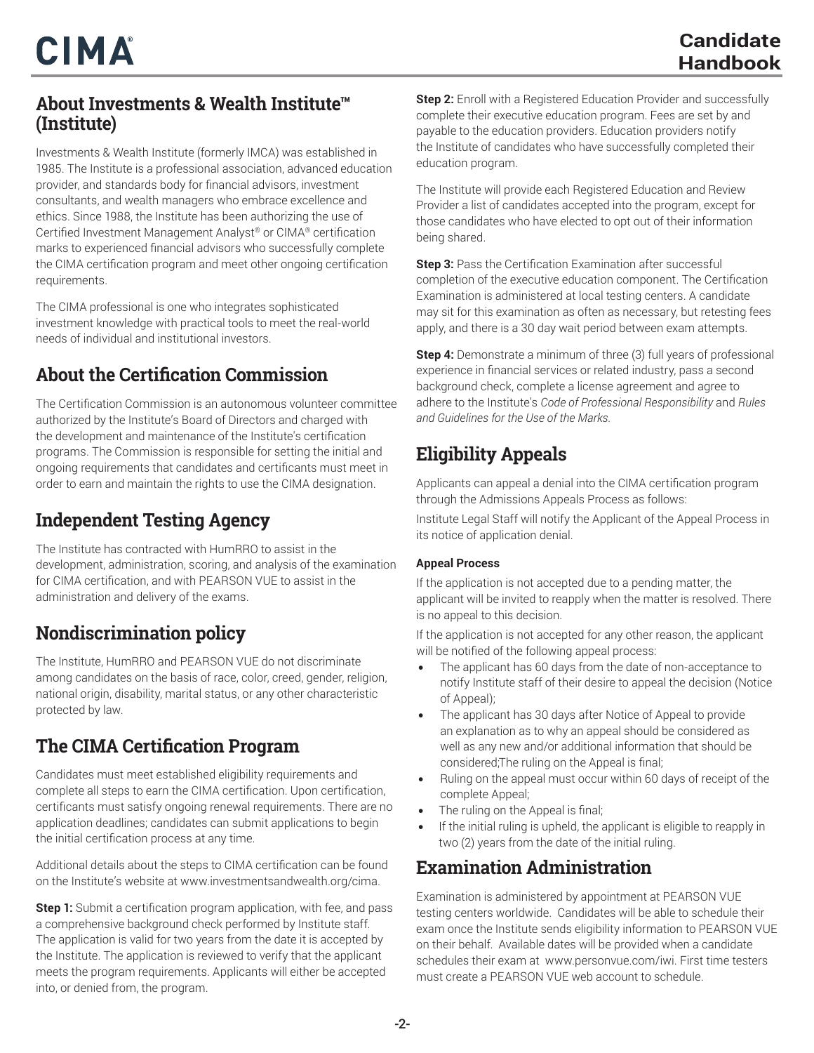## About Investments & Wealth Institute™ (Institute)

Investments & Wealth Institute (formerly IMCA) was established in 1985. The Institute is a professional association, advanced education provider, and standards body for financial advisors, investment consultants, and wealth managers who embrace excellence and ethics. Since 1988, the Institute has been authorizing the use of Certified Investment Management Analyst® or CIMA® certification marks to experienced financial advisors who successfully complete the CIMA certification program and meet other ongoing certification requirements.

The CIMA professional is one who integrates sophisticated investment knowledge with practical tools to meet the real-world needs of individual and institutional investors.

## About the Certification Commission

The Certification Commission is an autonomous volunteer committee authorized by the Institute's Board of Directors and charged with the development and maintenance of the Institute's certification programs. The Commission is responsible for setting the initial and ongoing requirements that candidates and certificants must meet in order to earn and maintain the rights to use the CIMA designation.

## Independent Testing Agency

The Institute has contracted with HumRRO to assist in the development, administration, scoring, and analysis of the examination for CIMA certification, and with PEARSON VUE to assist in the administration and delivery of the exams.

## Nondiscrimination policy

The Institute, HumRRO and PEARSON VUE do not discriminate among candidates on the basis of race, color, creed, gender, religion, national origin, disability, marital status, or any other characteristic protected by law.

## The CIMA Certification Program

Candidates must meet established eligibility requirements and complete all steps to earn the CIMA certification. Upon certification, certificants must satisfy ongoing renewal requirements. There are no application deadlines; candidates can submit applications to begin the initial certification process at any time.

Additional details about the steps to CIMA certification can be found on the Institute's website at www.investmentsandwealth.org/cima.

**Step 1:** Submit a certification program application, with fee, and pass a comprehensive background check performed by Institute staff. The application is valid for two years from the date it is accepted by the Institute. The application is reviewed to verify that the applicant meets the program requirements. Applicants will either be accepted into, or denied from, the program.

**Step 2:** Enroll with a Registered Education Provider and successfully complete their executive education program. Fees are set by and payable to the education providers. Education providers notify the Institute of candidates who have successfully completed their education program.

The Institute will provide each Registered Education and Review Provider a list of candidates accepted into the program, except for those candidates who have elected to opt out of their information being shared.

**Step 3:** Pass the Certification Examination after successful completion of the executive education component. The Certification Examination is administered at local testing centers. A candidate may sit for this examination as often as necessary, but retesting fees apply, and there is a 30 day wait period between exam attempts.

**Step 4:** Demonstrate a minimum of three (3) full years of professional experience in financial services or related industry, pass a second background check, complete a license agreement and agree to adhere to the Institute's *Code of Professional Responsibility* and *Rules and Guidelines for the Use of the Marks.*

## Eligibility Appeals

Applicants can appeal a denial into the CIMA certification program through the Admissions Appeals Process as follows:

Institute Legal Staff will notify the Applicant of the Appeal Process in its notice of application denial.

#### Appeal Process

If the application is not accepted due to a pending matter, the applicant will be invited to reapply when the matter is resolved. There is no appeal to this decision.

If the application is not accepted for any other reason, the applicant will be notified of the following appeal process:

- The applicant has 60 days from the date of non-acceptance to notify Institute staff of their desire to appeal the decision (Notice of Appeal);
- The applicant has 30 days after Notice of Appeal to provide an explanation as to why an appeal should be considered as well as any new and/or additional information that should be considered;The ruling on the Appeal is final;
- Ruling on the appeal must occur within 60 days of receipt of the complete Appeal;
- The ruling on the Appeal is final;
- If the initial ruling is upheld, the applicant is eligible to reapply in two (2) years from the date of the initial ruling.

## Examination Administration

Examination is administered by appointment at PEARSON VUE testing centers worldwide. Candidates will be able to schedule their exam once the Institute sends eligibility information to PEARSON VUE on their behalf. Available dates will be provided when a candidate schedules their exam at www.personvue.com/iwi. First time testers must create a PEARSON VUE web account to schedule.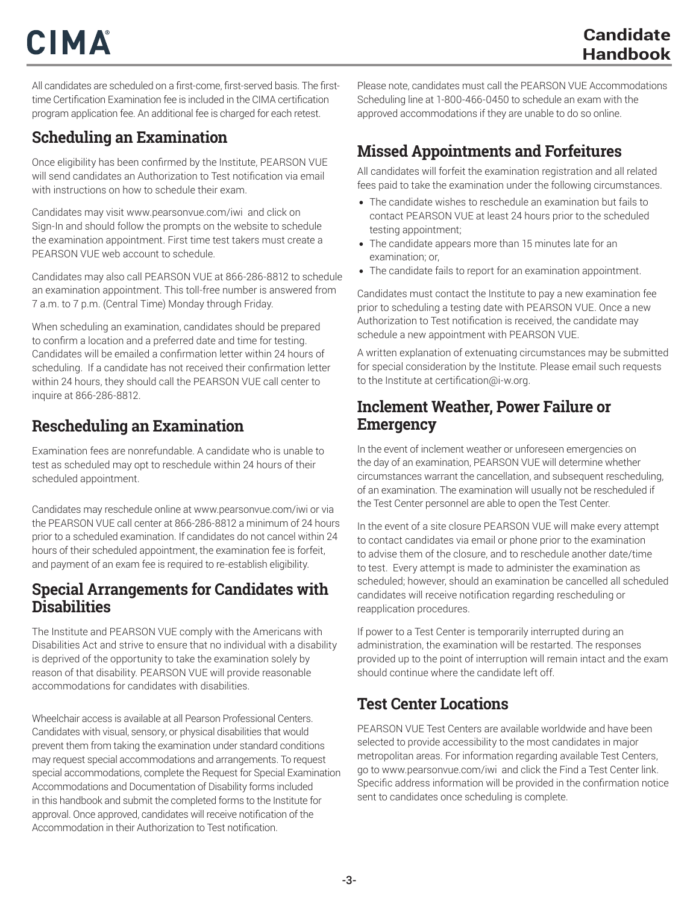All candidates are scheduled on a first-come, first-served basis. The first-time Certification Examination fee is included in the CIMA certification program application fee. An additional fee is charged for each retest.

## Scheduling an Examination

Once eligibility has been confirmed by the Institute, PEARSON VUE will send candidates an Authorization to Test notification via email with instructions on how to schedule their exam.

Candidates may visit www.pearsonvue.com/iwi and click on Sign-In and should follow the prompts on the website to schedule the examination appointment. First time test takers must create a PEARSON VUE web account to schedule.

Candidates may also call PEARSON VUE at 866-286-8812 to schedule an examination appointment. This toll-free number is answered from 7 a.m. to 7 p.m. (Central Time) Monday through Friday.

When scheduling an examination, candidates should be prepared to confirm a location and a preferred date and time for testing. Candidates will be emailed a confirmation letter within 24 hours of scheduling. If a candidate has not received their confirmation letter within 24 hours, they should call the PEARSON VUE call center to inquire at 866-286-8812.

## Rescheduling an Examination

Examination fees are nonrefundable. A candidate who is unable to test as scheduled may opt to reschedule within 24 hours of their scheduled appointment.

Candidates may reschedule online at www.pearsonvue.com/iwi or via the PEARSON VUE call center at 866-286-8812 a minimum of 24 hours prior to a scheduled examination. If candidates do not cancel within 24 hours of their scheduled appointment, the examination fee is forfeit, and payment of an exam fee is required to re-establish eligibility.

## Special Arrangements for Candidates with Disabilities

The Institute and PEARSON VUE comply with the Americans with Disabilities Act and strive to ensure that no individual with a disability is deprived of the opportunity to take the examination solely by reason of that disability. PEARSON VUE will provide reasonable accommodations for candidates with disabilities.

Wheelchair access is available at all Pearson Professional Centers. Candidates with visual, sensory, or physical disabilities that would prevent them from taking the examination under standard conditions may request special accommodations and arrangements. To request special accommodations, complete the Request for Special Examination Accommodations and Documentation of Disability forms included in this handbook and submit the completed forms to the Institute for approval. Once approved, candidates will receive notification of the Accommodation in their Authorization to Test notification.

Please note, candidates must call the PEARSON VUE Accommodations Scheduling line at 1-800-466-0450 to schedule an exam with the approved accommodations if they are unable to do so online.

## Missed Appointments and Forfeitures

All candidates will forfeit the examination registration and all related fees paid to take the examination under the following circumstances.

- The candidate wishes to reschedule an examination but fails to contact PEARSON VUE at least 24 hours prior to the scheduled testing appointment;
- The candidate appears more than 15 minutes late for an examination; or,
- The candidate fails to report for an examination appointment.

Candidates must contact the Institute to pay a new examination fee prior to scheduling a testing date with PEARSON VUE. Once a new Authorization to Test notification is received, the candidate may schedule a new appointment with PEARSON VUE.

A written explanation of extenuating circumstances may be submitted for special consideration by the Institute. Please email such requests to the Institute at certification@i-w.org.

## Inclement Weather, Power Failure or Emergency

In the event of inclement weather or unforeseen emergencies on the day of an examination, PEARSON VUE will determine whether circumstances warrant the cancellation, and subsequent rescheduling, of an examination. The examination will usually not be rescheduled if the Test Center personnel are able to open the Test Center.

In the event of a site closure PEARSON VUE will make every attempt to contact candidates via email or phone prior to the examination to advise them of the closure, and to reschedule another date/time to test. Every attempt is made to administer the examination as scheduled; however, should an examination be cancelled all scheduled candidates will receive notification regarding rescheduling or reapplication procedures.

If power to a Test Center is temporarily interrupted during an administration, the examination will be restarted. The responses provided up to the point of interruption will remain intact and the exam should continue where the candidate left off.

## Test Center Locations

PEARSON VUE Test Centers are available worldwide and have been selected to provide accessibility to the most candidates in major metropolitan areas. For information regarding available Test Centers, go to www.pearsonvue.com/iwi and click the Find a Test Center link. Specific address information will be provided in the confirmation notice sent to candidates once scheduling is complete.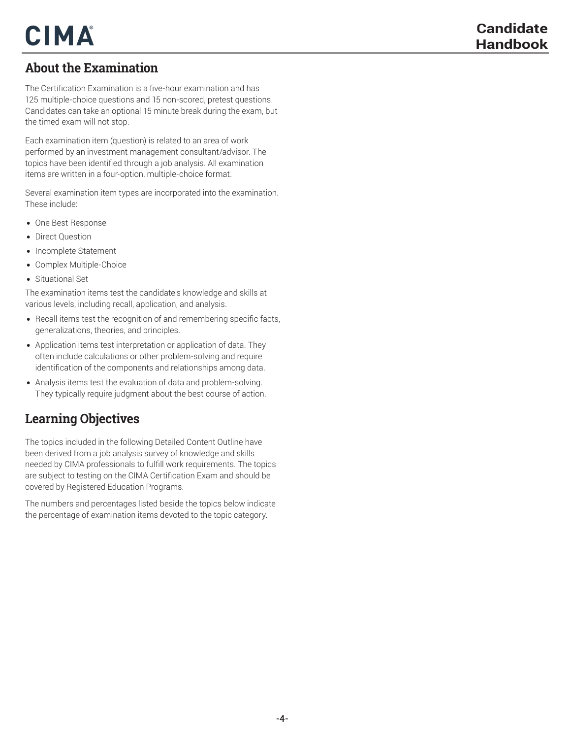## About the Examination

The Certification Examination is a five-hour examination and has 125 multiple-choice questions and 15 non-scored, pretest questions. Candidates can take an optional 15 minute break during the exam, but the timed exam will not stop.

Each examination item (question) is related to an area of work performed by an investment management consultant/advisor. The topics have been identified through a job analysis. All examination items are written in a four-option, multiple-choice format.

Several examination item types are incorporated into the examination. These include:

- One Best Response
- Direct Question
- Incomplete Statement
- Complex Multiple-Choice
- Situational Set

The examination items test the candidate's knowledge and skills at various levels, including recall, application, and analysis.

- Recall items test the recognition of and remembering specific facts, generalizations, theories, and principles.
- Application items test interpretation or application of data. They often include calculations or other problem-solving and require identification of the components and relationships among data.
- Analysis items test the evaluation of data and problem-solving. They typically require judgment about the best course of action.

## Learning Objectives

The topics included in the following Detailed Content Outline have been derived from a job analysis survey of knowledge and skills needed by CIMA professionals to fulfill work requirements. The topics are subject to testing on the CIMA Certification Exam and should be covered by Registered Education Programs.

The numbers and percentages listed beside the topics below indicate the percentage of examination items devoted to the topic category.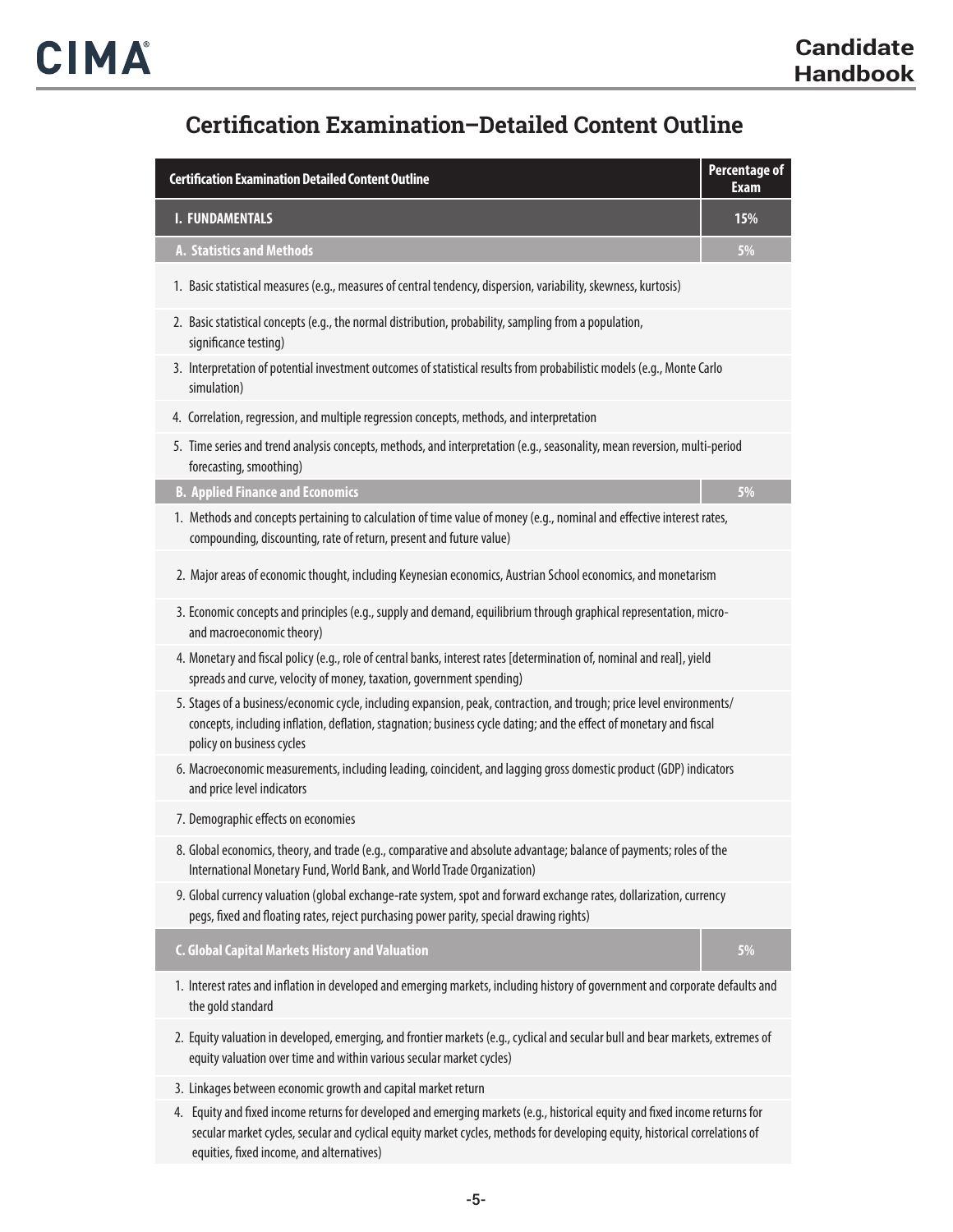## Certification Examination–Detailed Content Outline

| Certification Examination Detailed Content Outline | Percentage of Exam |
|---|---|
| **I. FUNDAMENTALS** | **15%** |
| **A. Statistics and Methods** | **5%** |
| 1. Basic statistical measures (e.g., measures of central tendency, dispersion, variability, skewness, kurtosis) | |
| 2. Basic statistical concepts (e.g., the normal distribution, probability, sampling from a population, significance testing) | |
| 3. Interpretation of potential investment outcomes of statistical results from probabilistic models (e.g., Monte Carlo simulation) | |
| 4. Correlation, regression, and multiple regression concepts, methods, and interpretation | |
| 5. Time series and trend analysis concepts, methods, and interpretation (e.g., seasonality, mean reversion, multi-period forecasting, smoothing) | |
| **B. Applied Finance and Economics** | **5%** |
| 1. Methods and concepts pertaining to calculation of time value of money (e.g., nominal and effective interest rates, compounding, discounting, rate of return, present and future value) | |
| 2. Major areas of economic thought, including Keynesian economics, Austrian School economics, and monetarism | |
| 3. Economic concepts and principles (e.g., supply and demand, equilibrium through graphical representation, micro- and macroeconomic theory) | |
| 4. Monetary and fiscal policy (e.g., role of central banks, interest rates [determination of, nominal and real], yield spreads and curve, velocity of money, taxation, government spending) | |
| 5. Stages of a business/economic cycle, including expansion, peak, contraction, and trough; price level environments/concepts, including inflation, deflation, stagnation; business cycle dating; and the effect of monetary and fiscal policy on business cycles | |
| 6. Macroeconomic measurements, including leading, coincident, and lagging gross domestic product (GDP) indicators and price level indicators | |
| 7. Demographic effects on economies | |
| 8. Global economics, theory, and trade (e.g., comparative and absolute advantage; balance of payments; roles of the International Monetary Fund, World Bank, and World Trade Organization) | |
| 9. Global currency valuation (global exchange-rate system, spot and forward exchange rates, dollarization, currency pegs, fixed and floating rates, reject purchasing power parity, special drawing rights) | |
| **C. Global Capital Markets History and Valuation** | **5%** |
| 1. Interest rates and inflation in developed and emerging markets, including history of government and corporate defaults and the gold standard | |
| 2. Equity valuation in developed, emerging, and frontier markets (e.g., cyclical and secular bull and bear markets, extremes of equity valuation over time and within various secular market cycles) | |
| 3. Linkages between economic growth and capital market return | |
| 4. Equity and fixed income returns for developed and emerging markets (e.g., historical equity and fixed income returns for secular market cycles, secular and cyclical equity market cycles, methods for developing equity, historical correlations of equities, fixed income, and alternatives) | |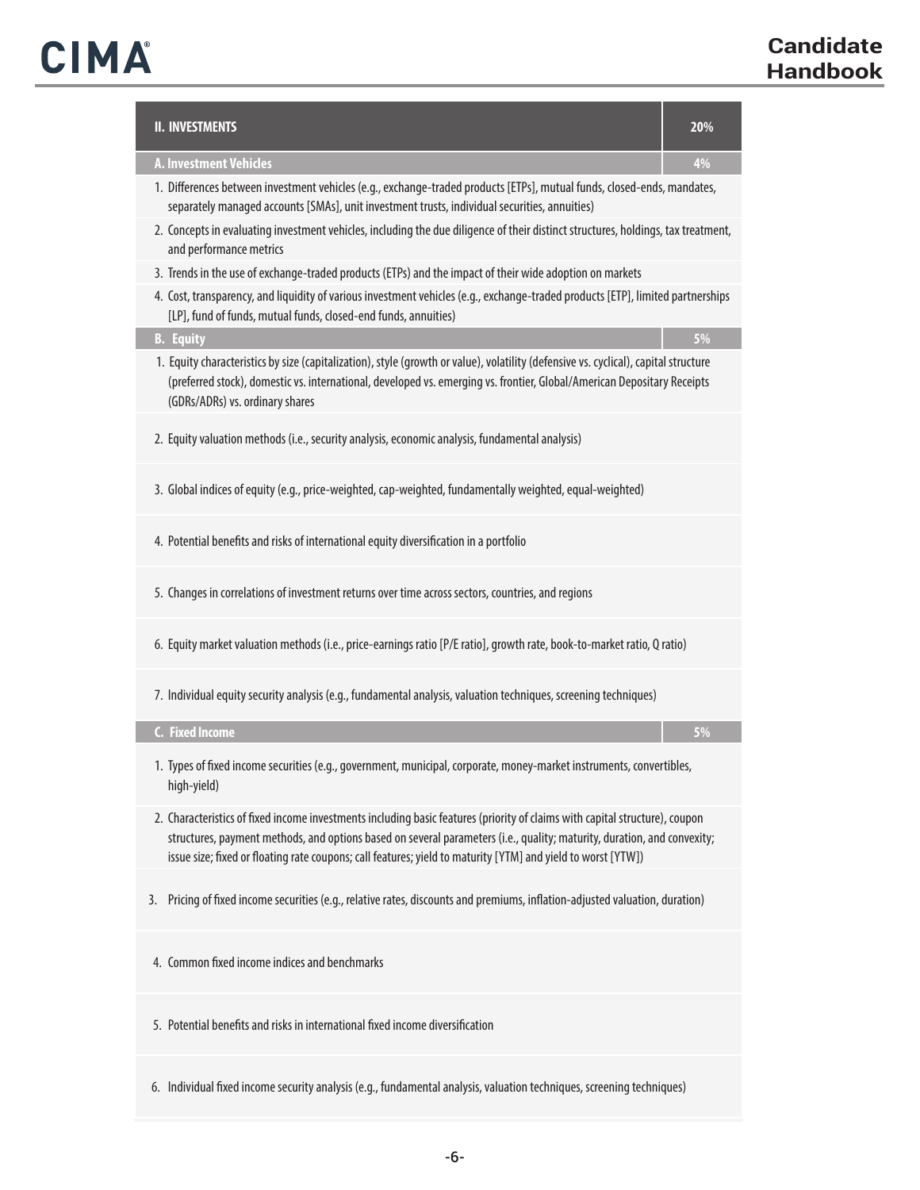| II. INVESTMENTS | 20% |
|---|---|
| **A. Investment Vehicles** | **4%** |
| 1. Differences between investment vehicles (e.g., exchange-traded products [ETPs], mutual funds, closed-ends, mandates, separately managed accounts [SMAs], unit investment trusts, individual securities, annuities) | |
| 2. Concepts in evaluating investment vehicles, including the due diligence of their distinct structures, holdings, tax treatment, and performance metrics | |
| 3. Trends in the use of exchange-traded products (ETPs) and the impact of their wide adoption on markets | |
| 4. Cost, transparency, and liquidity of various investment vehicles (e.g., exchange-traded products [ETP], limited partnerships [LP], fund of funds, mutual funds, closed-end funds, annuities) | |
| **B. Equity** | **5%** |
| 1. Equity characteristics by size (capitalization), style (growth or value), volatility (defensive vs. cyclical), capital structure (preferred stock), domestic vs. international, developed vs. emerging vs. frontier, Global/American Depositary Receipts (GDRs/ADRs) vs. ordinary shares | |
| 2. Equity valuation methods (i.e., security analysis, economic analysis, fundamental analysis) | |
| 3. Global indices of equity (e.g., price-weighted, cap-weighted, fundamentally weighted, equal-weighted) | |
| 4. Potential benefits and risks of international equity diversification in a portfolio | |
| 5. Changes in correlations of investment returns over time across sectors, countries, and regions | |
| 6. Equity market valuation methods (i.e., price-earnings ratio [P/E ratio], growth rate, book-to-market ratio, Q ratio) | |
| 7. Individual equity security analysis (e.g., fundamental analysis, valuation techniques, screening techniques) | |
| **C. Fixed Income** | **5%** |
| 1. Types of fixed income securities (e.g., government, municipal, corporate, money-market instruments, convertibles, high-yield) | |
| 2. Characteristics of fixed income investments including basic features (priority of claims with capital structure), coupon structures, payment methods, and options based on several parameters (i.e., quality; maturity, duration, and convexity; issue size; fixed or floating rate coupons; call features; yield to maturity [YTM] and yield to worst [YTW]) | |
| 3. Pricing of fixed income securities (e.g., relative rates, discounts and premiums, inflation-adjusted valuation, duration) | |
| 4. Common fixed income indices and benchmarks | |
| 5. Potential benefits and risks in international fixed income diversification | |
| 6. Individual fixed income security analysis (e.g., fundamental analysis, valuation techniques, screening techniques) | |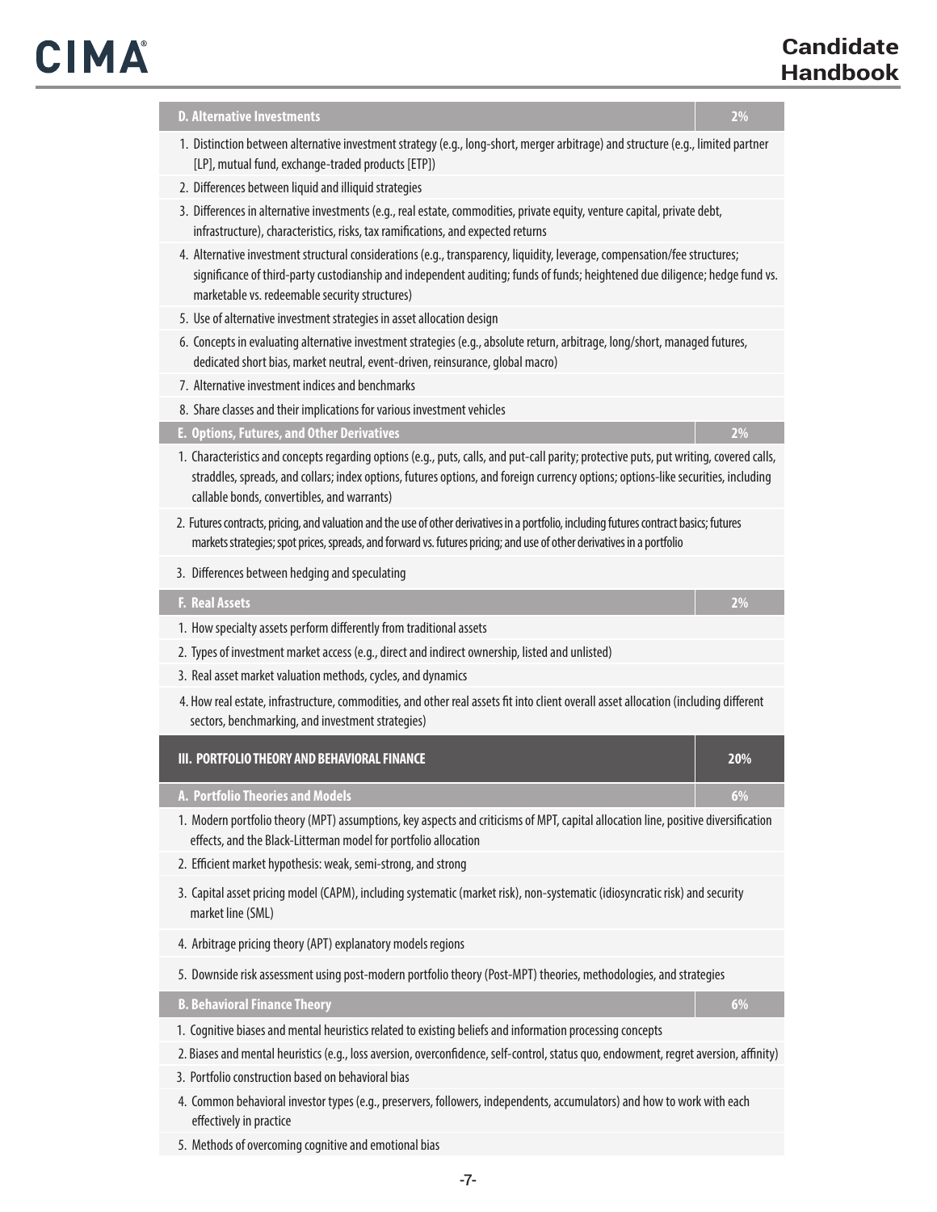| D. Alternative Investments | 2% |
|---|---|
| 1. Distinction between alternative investment strategy (e.g., long-short, merger arbitrage) and structure (e.g., limited partner [LP], mutual fund, exchange-traded products [ETP]) | |
| 2. Differences between liquid and illiquid strategies | |
| 3. Differences in alternative investments (e.g., real estate, commodities, private equity, venture capital, private debt, infrastructure), characteristics, risks, tax ramifications, and expected returns | |
| 4. Alternative investment structural considerations (e.g., transparency, liquidity, leverage, compensation/fee structures; significance of third-party custodianship and independent auditing; funds of funds; heightened due diligence; hedge fund vs. marketable vs. redeemable security structures) | |
| 5. Use of alternative investment strategies in asset allocation design | |
| 6. Concepts in evaluating alternative investment strategies (e.g., absolute return, arbitrage, long/short, managed futures, dedicated short bias, market neutral, event-driven, reinsurance, global macro) | |
| 7. Alternative investment indices and benchmarks | |
| 8. Share classes and their implications for various investment vehicles | |
| **E. Options, Futures, and Other Derivatives** | **2%** |
| 1. Characteristics and concepts regarding options (e.g., puts, calls, and put-call parity; protective puts, put writing, covered calls, straddles, spreads, and collars; index options, futures options, and foreign currency options; options-like securities, including callable bonds, convertibles, and warrants) | |
| 2. Futures contracts, pricing, and valuation and the use of other derivatives in a portfolio, including futures contract basics; futures markets strategies; spot prices, spreads, and forward vs. futures pricing; and use of other derivatives in a portfolio | |
| 3. Differences between hedging and speculating | |
| **F. Real Assets** | **2%** |
| 1. How specialty assets perform differently from traditional assets | |
| 2. Types of investment market access (e.g., direct and indirect ownership, listed and unlisted) | |
| 3. Real asset market valuation methods, cycles, and dynamics | |
| 4. How real estate, infrastructure, commodities, and other real assets fit into client overall asset allocation (including different sectors, benchmarking, and investment strategies) | |
| **III. PORTFOLIO THEORY AND BEHAVIORAL FINANCE** | **20%** |
| **A. Portfolio Theories and Models** | **6%** |
| 1. Modern portfolio theory (MPT) assumptions, key aspects and criticisms of MPT, capital allocation line, positive diversification effects, and the Black-Litterman model for portfolio allocation | |
| 2. Efficient market hypothesis: weak, semi-strong, and strong | |
| 3. Capital asset pricing model (CAPM), including systematic (market risk), non-systematic (idiosyncratic risk) and security market line (SML) | |
| 4. Arbitrage pricing theory (APT) explanatory models regions | |
| 5. Downside risk assessment using post-modern portfolio theory (Post-MPT) theories, methodologies, and strategies | |
| **B. Behavioral Finance Theory** | **6%** |
| 1. Cognitive biases and mental heuristics related to existing beliefs and information processing concepts | |
| 2. Biases and mental heuristics (e.g., loss aversion, overconfidence, self-control, status quo, endowment, regret aversion, affinity) | |
| 3. Portfolio construction based on behavioral bias | |
| 4. Common behavioral investor types (e.g., preservers, followers, independents, accumulators) and how to work with each effectively in practice | |
| 5. Methods of overcoming cognitive and emotional bias | |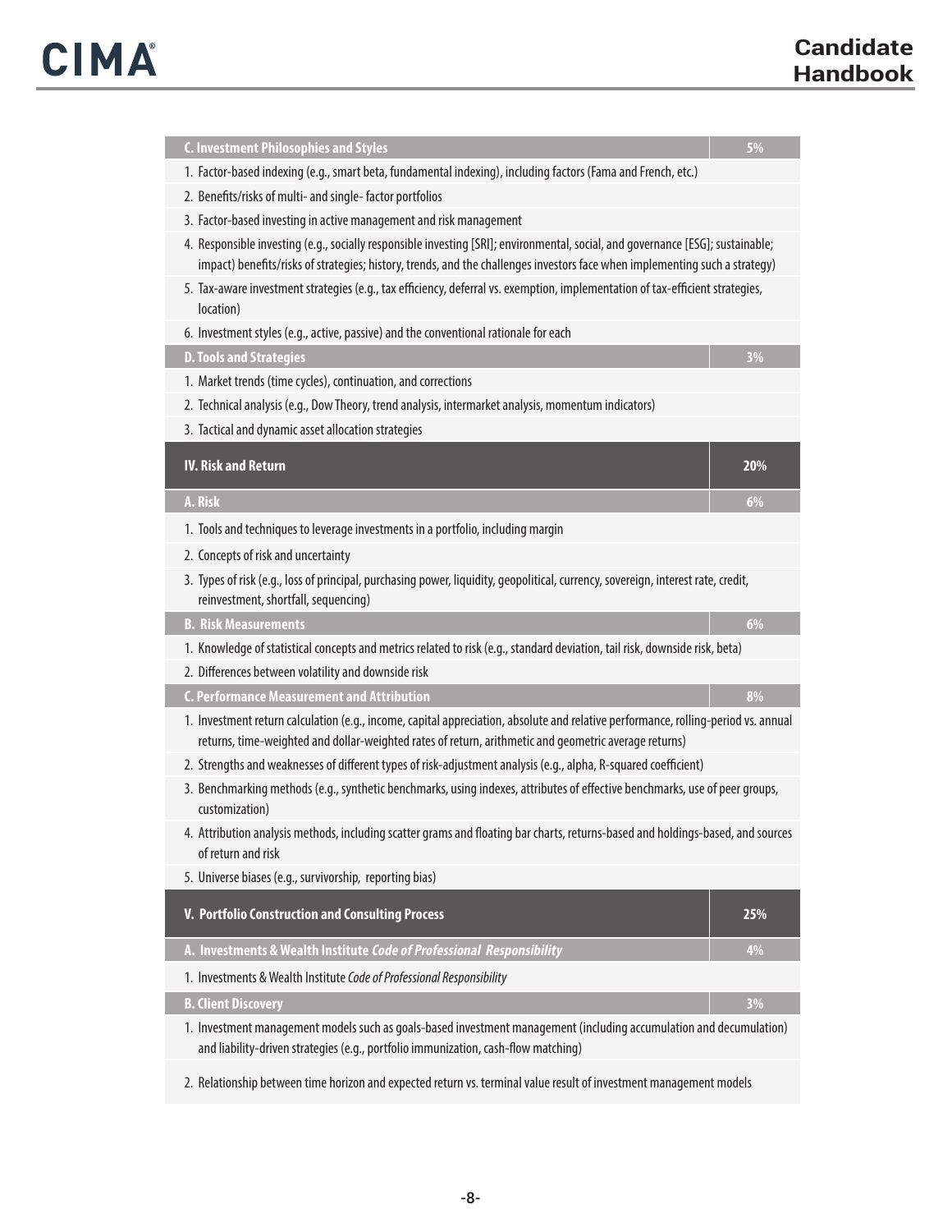| C. Investment Philosophies and Styles | 5% |
|---|---|
| 1. Factor-based indexing (e.g., smart beta, fundamental indexing), including factors (Fama and French, etc.) | |
| 2. Benefits/risks of multi- and single- factor portfolios | |
| 3. Factor-based investing in active management and risk management | |
| 4. Responsible investing (e.g., socially responsible investing [SRI]; environmental, social, and governance [ESG]; sustainable; impact) benefits/risks of strategies; history, trends, and the challenges investors face when implementing such a strategy) | |
| 5. Tax-aware investment strategies (e.g., tax efficiency, deferral vs. exemption, implementation of tax-efficient strategies, location) | |
| 6. Investment styles (e.g., active, passive) and the conventional rationale for each | |
| **D. Tools and Strategies** | **3%** |
| 1. Market trends (time cycles), continuation, and corrections | |
| 2. Technical analysis (e.g., Dow Theory, trend analysis, intermarket analysis, momentum indicators) | |
| 3. Tactical and dynamic asset allocation strategies | |

| IV. Risk and Return | 20% |
|---|---|
| **A. Risk** | **6%** |
| 1. Tools and techniques to leverage investments in a portfolio, including margin | |
| 2. Concepts of risk and uncertainty | |
| 3. Types of risk (e.g., loss of principal, purchasing power, liquidity, geopolitical, currency, sovereign, interest rate, credit, reinvestment, shortfall, sequencing) | |
| **B. Risk Measurements** | **6%** |
| 1. Knowledge of statistical concepts and metrics related to risk (e.g., standard deviation, tail risk, downside risk, beta) | |
| 2. Differences between volatility and downside risk | |
| **C. Performance Measurement and Attribution** | **8%** |
| 1. Investment return calculation (e.g., income, capital appreciation, absolute and relative performance, rolling-period vs. annual returns, time-weighted and dollar-weighted rates of return, arithmetic and geometric average returns) | |
| 2. Strengths and weaknesses of different types of risk-adjustment analysis (e.g., alpha, R-squared coefficient) | |
| 3. Benchmarking methods (e.g., synthetic benchmarks, using indexes, attributes of effective benchmarks, use of peer groups, customization) | |
| 4. Attribution analysis methods, including scatter grams and floating bar charts, returns-based and holdings-based, and sources of return and risk | |
| 5. Universe biases (e.g., survivorship, reporting bias) | |

| V. Portfolio Construction and Consulting Process | 25% |
|---|---|
| **A. Investments & Wealth Institute *Code of Professional Responsibility*** | **4%** |
| 1. Investments & Wealth Institute *Code of Professional Responsibility* | |
| **B. Client Discovery** | **3%** |
| 1. Investment management models such as goals-based investment management (including accumulation and decumulation) and liability-driven strategies (e.g., portfolio immunization, cash-flow matching) | |
| 2. Relationship between time horizon and expected return vs. terminal value result of investment management models | |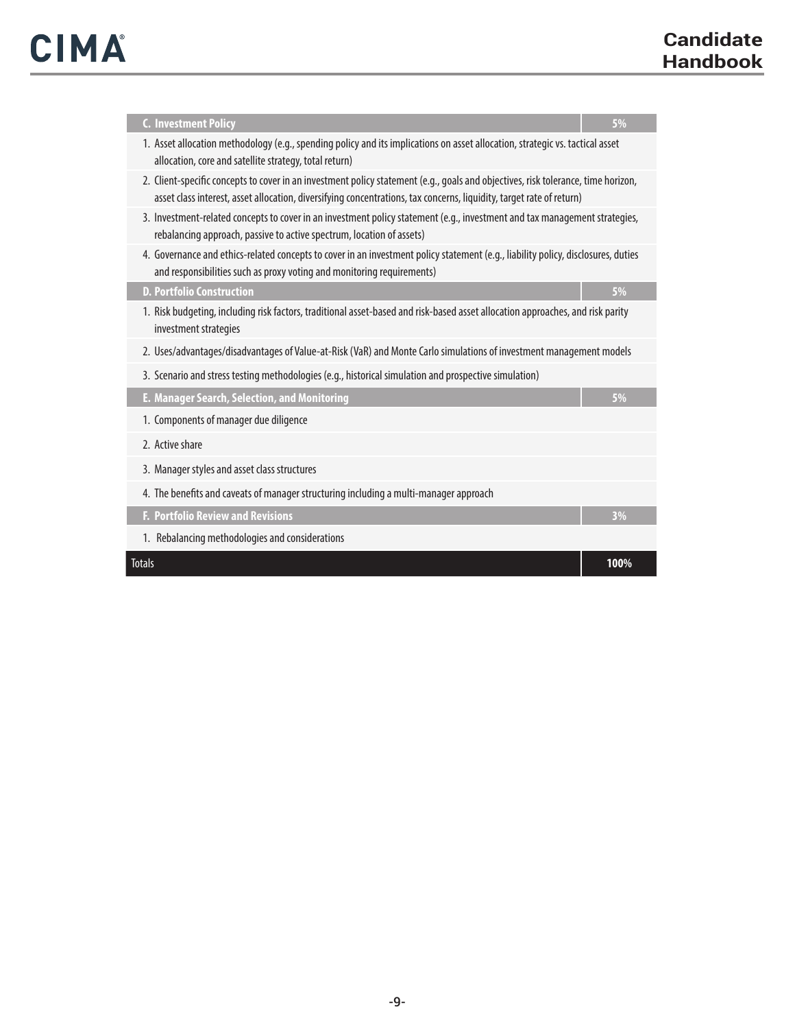| C. Investment Policy | 5% |
|---|---|
| 1. Asset allocation methodology (e.g., spending policy and its implications on asset allocation, strategic vs. tactical asset allocation, core and satellite strategy, total return) | |
| 2. Client-specific concepts to cover in an investment policy statement (e.g., goals and objectives, risk tolerance, time horizon, asset class interest, asset allocation, diversifying concentrations, tax concerns, liquidity, target rate of return) | |
| 3. Investment-related concepts to cover in an investment policy statement (e.g., investment and tax management strategies, rebalancing approach, passive to active spectrum, location of assets) | |
| 4. Governance and ethics-related concepts to cover in an investment policy statement (e.g., liability policy, disclosures, duties and responsibilities such as proxy voting and monitoring requirements) | |
| **D. Portfolio Construction** | **5%** |
| 1. Risk budgeting, including risk factors, traditional asset-based and risk-based asset allocation approaches, and risk parity investment strategies | |
| 2. Uses/advantages/disadvantages of Value-at-Risk (VaR) and Monte Carlo simulations of investment management models | |
| 3. Scenario and stress testing methodologies (e.g., historical simulation and prospective simulation) | |
| **E. Manager Search, Selection, and Monitoring** | **5%** |
| 1. Components of manager due diligence | |
| 2. Active share | |
| 3. Manager styles and asset class structures | |
| 4. The benefits and caveats of manager structuring including a multi-manager approach | |
| **F. Portfolio Review and Revisions** | **3%** |
| 1. Rebalancing methodologies and considerations | |
| **Totals** | **100%** |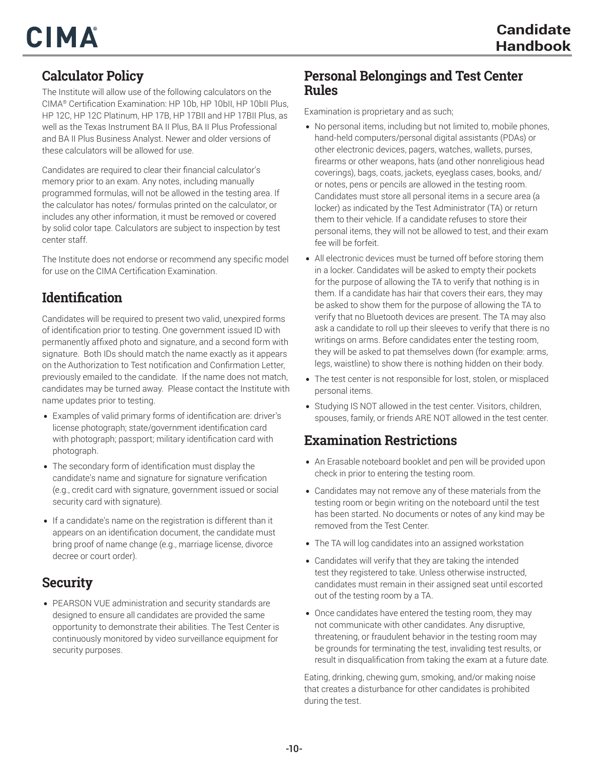## Calculator Policy

The Institute will allow use of the following calculators on the CIMA® Certification Examination: HP 10b, HP 10bII, HP 10bII Plus, HP 12C, HP 12C Platinum, HP 17B, HP 17BII and HP 17BII Plus, as well as the Texas Instrument BA II Plus, BA II Plus Professional and BA II Plus Business Analyst. Newer and older versions of these calculators will be allowed for use.

Candidates are required to clear their financial calculator's memory prior to an exam. Any notes, including manually programmed formulas, will not be allowed in the testing area. If the calculator has notes/ formulas printed on the calculator, or includes any other information, it must be removed or covered by solid color tape. Calculators are subject to inspection by test center staff.

The Institute does not endorse or recommend any specific model for use on the CIMA Certification Examination.

## Identification

Candidates will be required to present two valid, unexpired forms of identification prior to testing. One government issued ID with permanently affixed photo and signature, and a second form with signature. Both IDs should match the name exactly as it appears on the Authorization to Test notification and Confirmation Letter, previously emailed to the candidate. If the name does not match, candidates may be turned away. Please contact the Institute with name updates prior to testing.

- Examples of valid primary forms of identification are: driver's license photograph; state/government identification card with photograph; passport; military identification card with photograph.
- The secondary form of identification must display the candidate's name and signature for signature verification (e.g., credit card with signature, government issued or social security card with signature).
- If a candidate's name on the registration is different than it appears on an identification document, the candidate must bring proof of name change (e.g., marriage license, divorce decree or court order).

## Security

- PEARSON VUE administration and security standards are designed to ensure all candidates are provided the same opportunity to demonstrate their abilities. The Test Center is continuously monitored by video surveillance equipment for security purposes.

## Personal Belongings and Test Center Rules

Examination is proprietary and as such;

- No personal items, including but not limited to, mobile phones, hand-held computers/personal digital assistants (PDAs) or other electronic devices, pagers, watches, wallets, purses, firearms or other weapons, hats (and other nonreligious head coverings), bags, coats, jackets, eyeglass cases, books, and/or notes, pens or pencils are allowed in the testing room. Candidates must store all personal items in a secure area (a locker) as indicated by the Test Administrator (TA) or return them to their vehicle. If a candidate refuses to store their personal items, they will not be allowed to test, and their exam fee will be forfeit.
- All electronic devices must be turned off before storing them in a locker. Candidates will be asked to empty their pockets for the purpose of allowing the TA to verify that nothing is in them. If a candidate has hair that covers their ears, they may be asked to show them for the purpose of allowing the TA to verify that no Bluetooth devices are present. The TA may also ask a candidate to roll up their sleeves to verify that there is no writings on arms. Before candidates enter the testing room, they will be asked to pat themselves down (for example: arms, legs, waistline) to show there is nothing hidden on their body.
- The test center is not responsible for lost, stolen, or misplaced personal items.
- Studying IS NOT allowed in the test center. Visitors, children, spouses, family, or friends ARE NOT allowed in the test center.

## Examination Restrictions

- An Erasable noteboard booklet and pen will be provided upon check in prior to entering the testing room.
- Candidates may not remove any of these materials from the testing room or begin writing on the noteboard until the test has been started. No documents or notes of any kind may be removed from the Test Center.
- The TA will log candidates into an assigned workstation
- Candidates will verify that they are taking the intended test they registered to take. Unless otherwise instructed, candidates must remain in their assigned seat until escorted out of the testing room by a TA.
- Once candidates have entered the testing room, they may not communicate with other candidates. Any disruptive, threatening, or fraudulent behavior in the testing room may be grounds for terminating the test, invaliding test results, or result in disqualification from taking the exam at a future date.

Eating, drinking, chewing gum, smoking, and/or making noise that creates a disturbance for other candidates is prohibited during the test.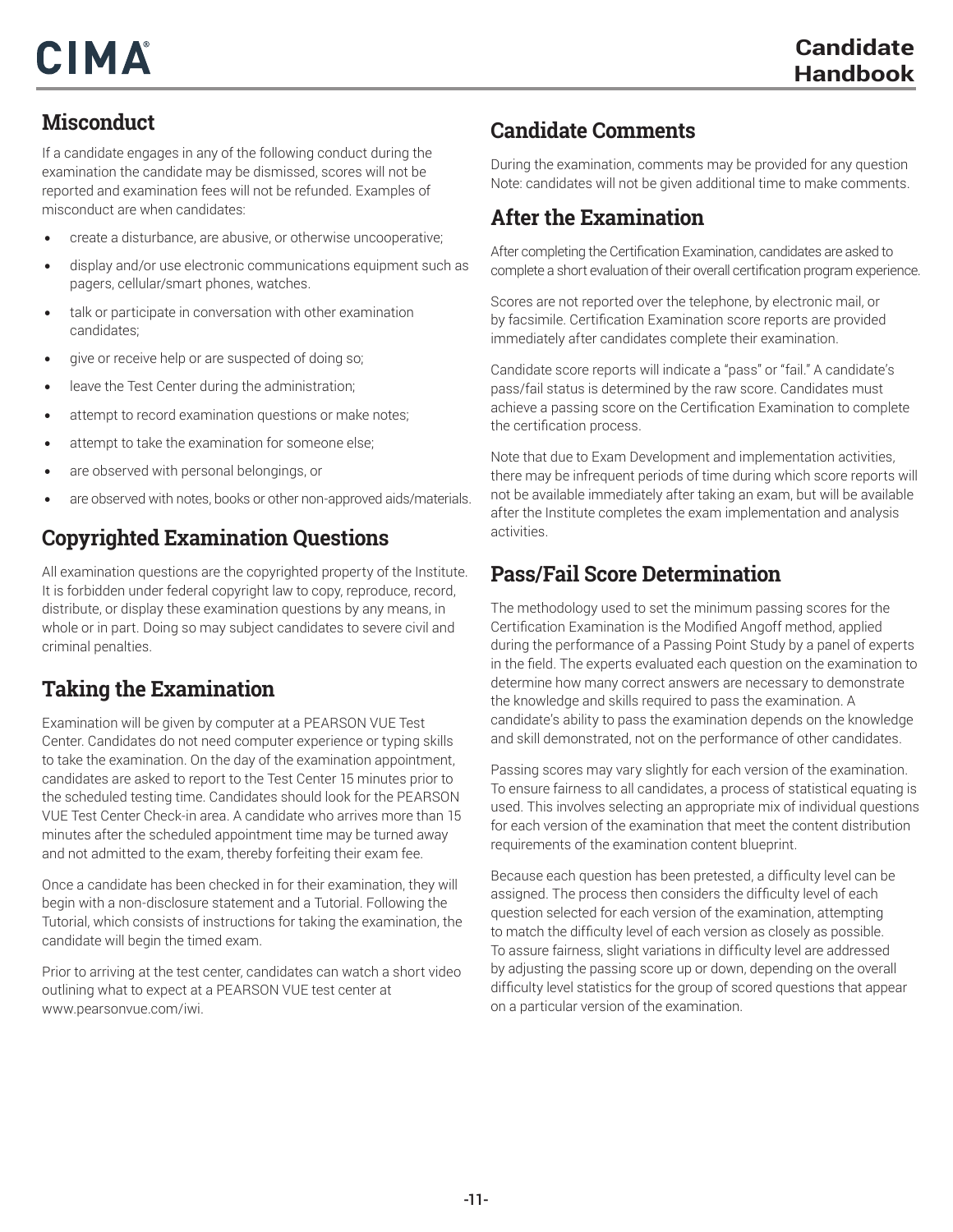## Misconduct

If a candidate engages in any of the following conduct during the examination the candidate may be dismissed, scores will not be reported and examination fees will not be refunded. Examples of misconduct are when candidates:

- create a disturbance, are abusive, or otherwise uncooperative;
- display and/or use electronic communications equipment such as pagers, cellular/smart phones, watches.
- talk or participate in conversation with other examination candidates;
- give or receive help or are suspected of doing so;
- leave the Test Center during the administration;
- attempt to record examination questions or make notes;
- attempt to take the examination for someone else;
- are observed with personal belongings, or
- are observed with notes, books or other non-approved aids/materials.

## Copyrighted Examination Questions

All examination questions are the copyrighted property of the Institute. It is forbidden under federal copyright law to copy, reproduce, record, distribute, or display these examination questions by any means, in whole or in part. Doing so may subject candidates to severe civil and criminal penalties.

## Taking the Examination

Examination will be given by computer at a PEARSON VUE Test Center. Candidates do not need computer experience or typing skills to take the examination. On the day of the examination appointment, candidates are asked to report to the Test Center 15 minutes prior to the scheduled testing time. Candidates should look for the PEARSON VUE Test Center Check-in area. A candidate who arrives more than 15 minutes after the scheduled appointment time may be turned away and not admitted to the exam, thereby forfeiting their exam fee.

Once a candidate has been checked in for their examination, they will begin with a non-disclosure statement and a Tutorial. Following the Tutorial, which consists of instructions for taking the examination, the candidate will begin the timed exam.

Prior to arriving at the test center, candidates can watch a short video outlining what to expect at a PEARSON VUE test center at www.pearsonvue.com/iwi.

## Candidate Comments

During the examination, comments may be provided for any question Note: candidates will not be given additional time to make comments.

## After the Examination

After completing the Certification Examination, candidates are asked to complete a short evaluation of their overall certification program experience.

Scores are not reported over the telephone, by electronic mail, or by facsimile. Certification Examination score reports are provided immediately after candidates complete their examination.

Candidate score reports will indicate a "pass" or "fail." A candidate's pass/fail status is determined by the raw score. Candidates must achieve a passing score on the Certification Examination to complete the certification process.

Note that due to Exam Development and implementation activities, there may be infrequent periods of time during which score reports will not be available immediately after taking an exam, but will be available after the Institute completes the exam implementation and analysis activities.

## Pass/Fail Score Determination

The methodology used to set the minimum passing scores for the Certification Examination is the Modified Angoff method, applied during the performance of a Passing Point Study by a panel of experts in the field. The experts evaluated each question on the examination to determine how many correct answers are necessary to demonstrate the knowledge and skills required to pass the examination. A candidate's ability to pass the examination depends on the knowledge and skill demonstrated, not on the performance of other candidates.

Passing scores may vary slightly for each version of the examination. To ensure fairness to all candidates, a process of statistical equating is used. This involves selecting an appropriate mix of individual questions for each version of the examination that meet the content distribution requirements of the examination content blueprint.

Because each question has been pretested, a difficulty level can be assigned. The process then considers the difficulty level of each question selected for each version of the examination, attempting to match the difficulty level of each version as closely as possible. To assure fairness, slight variations in difficulty level are addressed by adjusting the passing score up or down, depending on the overall difficulty level statistics for the group of scored questions that appear on a particular version of the examination.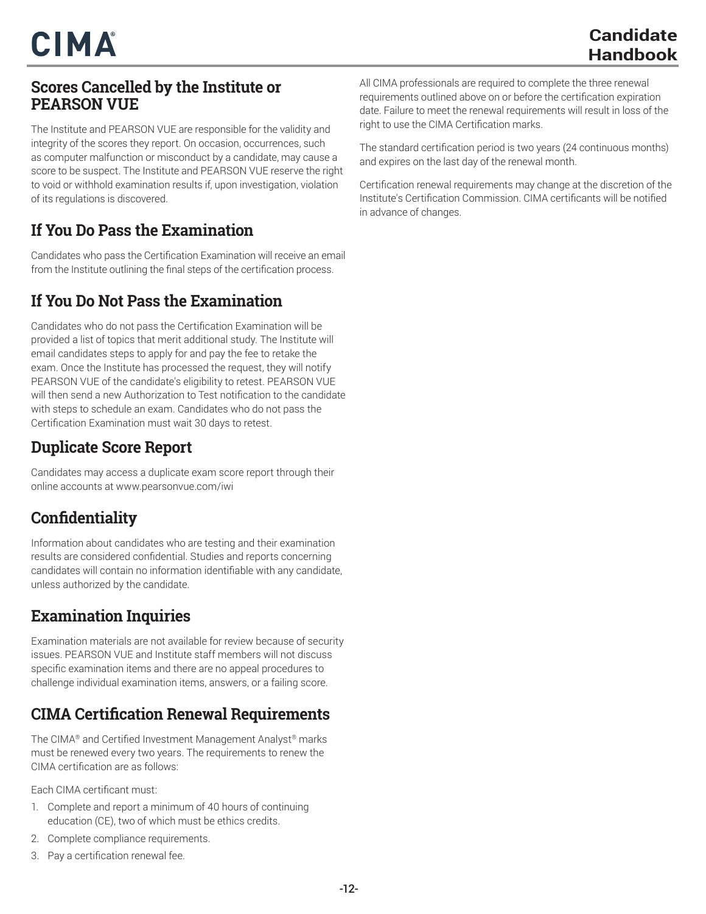## Scores Cancelled by the Institute or PEARSON VUE

The Institute and PEARSON VUE are responsible for the validity and integrity of the scores they report. On occasion, occurrences, such as computer malfunction or misconduct by a candidate, may cause a score to be suspect. The Institute and PEARSON VUE reserve the right to void or withhold examination results if, upon investigation, violation of its regulations is discovered.

## If You Do Pass the Examination

Candidates who pass the Certification Examination will receive an email from the Institute outlining the final steps of the certification process.

## If You Do Not Pass the Examination

Candidates who do not pass the Certification Examination will be provided a list of topics that merit additional study. The Institute will email candidates steps to apply for and pay the fee to retake the exam. Once the Institute has processed the request, they will notify PEARSON VUE of the candidate's eligibility to retest. PEARSON VUE will then send a new Authorization to Test notification to the candidate with steps to schedule an exam. Candidates who do not pass the Certification Examination must wait 30 days to retest.

## Duplicate Score Report

Candidates may access a duplicate exam score report through their online accounts at www.pearsonvue.com/iwi

## Confidentiality

Information about candidates who are testing and their examination results are considered confidential. Studies and reports concerning candidates will contain no information identifiable with any candidate, unless authorized by the candidate.

## Examination Inquiries

Examination materials are not available for review because of security issues. PEARSON VUE and Institute staff members will not discuss specific examination items and there are no appeal procedures to challenge individual examination items, answers, or a failing score.

## CIMA Certification Renewal Requirements

The CIMA® and Certified Investment Management Analyst® marks must be renewed every two years. The requirements to renew the CIMA certification are as follows:

Each CIMA certificant must:

1. Complete and report a minimum of 40 hours of continuing education (CE), two of which must be ethics credits.
2. Complete compliance requirements.
3. Pay a certification renewal fee.

All CIMA professionals are required to complete the three renewal requirements outlined above on or before the certification expiration date. Failure to meet the renewal requirements will result in loss of the right to use the CIMA Certification marks.

The standard certification period is two years (24 continuous months) and expires on the last day of the renewal month.

Certification renewal requirements may change at the discretion of the Institute's Certification Commission. CIMA certificants will be notified in advance of changes.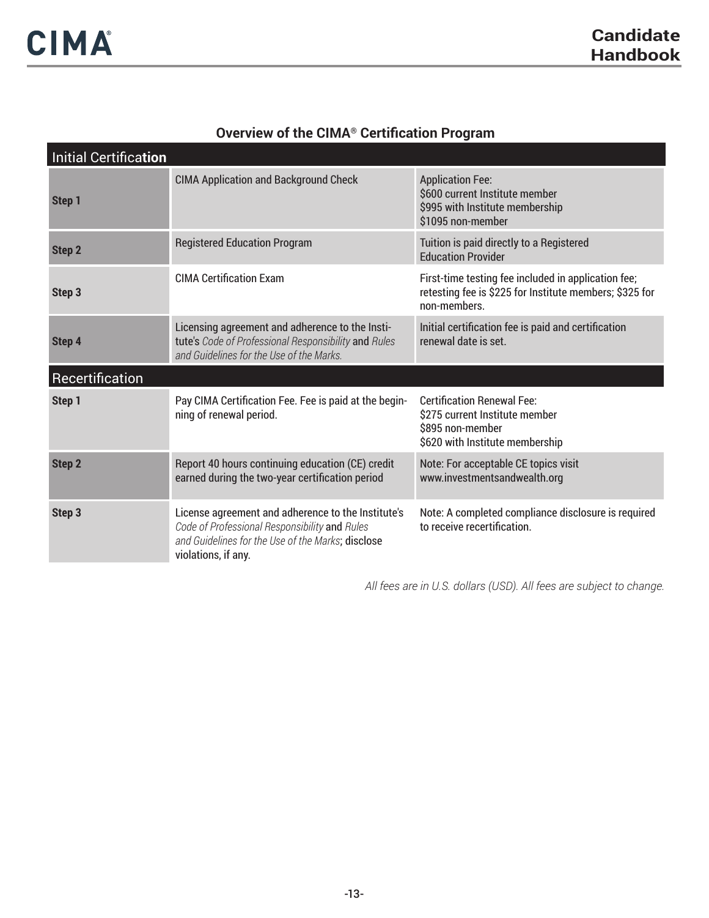## Overview of the CIMA® Certification Program

| Initial Certification | | |
|---|---|---|
| **Step 1** | CIMA Application and Background Check | Application Fee:<br>$600 current Institute member<br>$995 with Institute membership<br>$1095 non-member |
| **Step 2** | Registered Education Program | Tuition is paid directly to a Registered Education Provider |
| **Step 3** | CIMA Certification Exam | First-time testing fee included in application fee; retesting fee is $225 for Institute members; $325 for non-members. |
| **Step 4** | Licensing agreement and adherence to the Institute's *Code of Professional Responsibility* and *Rules and Guidelines for the Use of the Marks.* | Initial certification fee is paid and certification renewal date is set. |
| **Recertification** | | |
| **Step 1** | Pay CIMA Certification Fee. Fee is paid at the beginning of renewal period. | Certification Renewal Fee:<br>$275 current Institute member<br>$895 non-member<br>$620 with Institute membership |
| **Step 2** | Report 40 hours continuing education (CE) credit earned during the two-year certification period | Note: For acceptable CE topics visit www.investmentsandwealth.org |
| **Step 3** | License agreement and adherence to the Institute's *Code of Professional Responsibility* and *Rules and Guidelines for the Use of the Marks*; disclose violations, if any. | Note: A completed compliance disclosure is required to receive recertification. |

*All fees are in U.S. dollars (USD). All fees are subject to change.*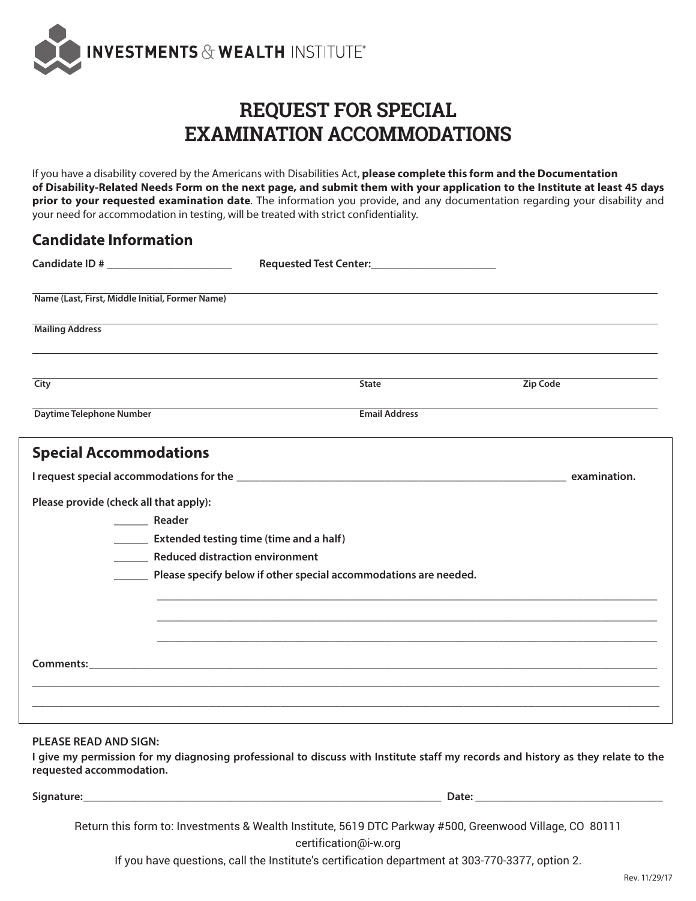INVESTMENTS & WEALTH INSTITUTE®

# REQUEST FOR SPECIAL EXAMINATION ACCOMMODATIONS

If you have a disability covered by the Americans with Disabilities Act, **please complete this form and the Documentation of Disability-Related Needs Form on the next page, and submit them with your application to the Institute at least 45 days prior to your requested examination date**. The information you provide, and any documentation regarding your disability and your need for accommodation in testing, will be treated with strict confidentiality.

## Candidate Information

**Candidate ID #** ______________________ **Requested Test Center:**______________________

______________________________________________________________________
**Name (Last, First, Middle Initial, Former Name)**

______________________________________________________________________
**Mailing Address**

______________________________________________________________________

______________________________________________________________________
**City** **State** **Zip Code**

______________________________________________________________________
**Daytime Telephone Number** **Email Address**

## Special Accommodations

**I request special accommodations for the** ____________________________________________ **examination.**

**Please provide (check all that apply):**

______ **Reader**

______ **Extended testing time (time and a half)**

______ **Reduced distraction environment**

______ **Please specify below if other special accommodations are needed.**

______________________________________________________________________

______________________________________________________________________

______________________________________________________________________

**Comments:**______________________________________________________________

______________________________________________________________________

______________________________________________________________________

**PLEASE READ AND SIGN:**

**I give my permission for my diagnosing professional to discuss with Institute staff my records and history as they relate to the requested accommodation.**

**Signature:**____________________________________________ **Date:** ______________________

Return this form to: Investments & Wealth Institute, 5619 DTC Parkway #500, Greenwood Village, CO 80111

certification@i-w.org

If you have questions, call the Institute's certification department at 303-770-3377, option 2.

Rev. 11/29/17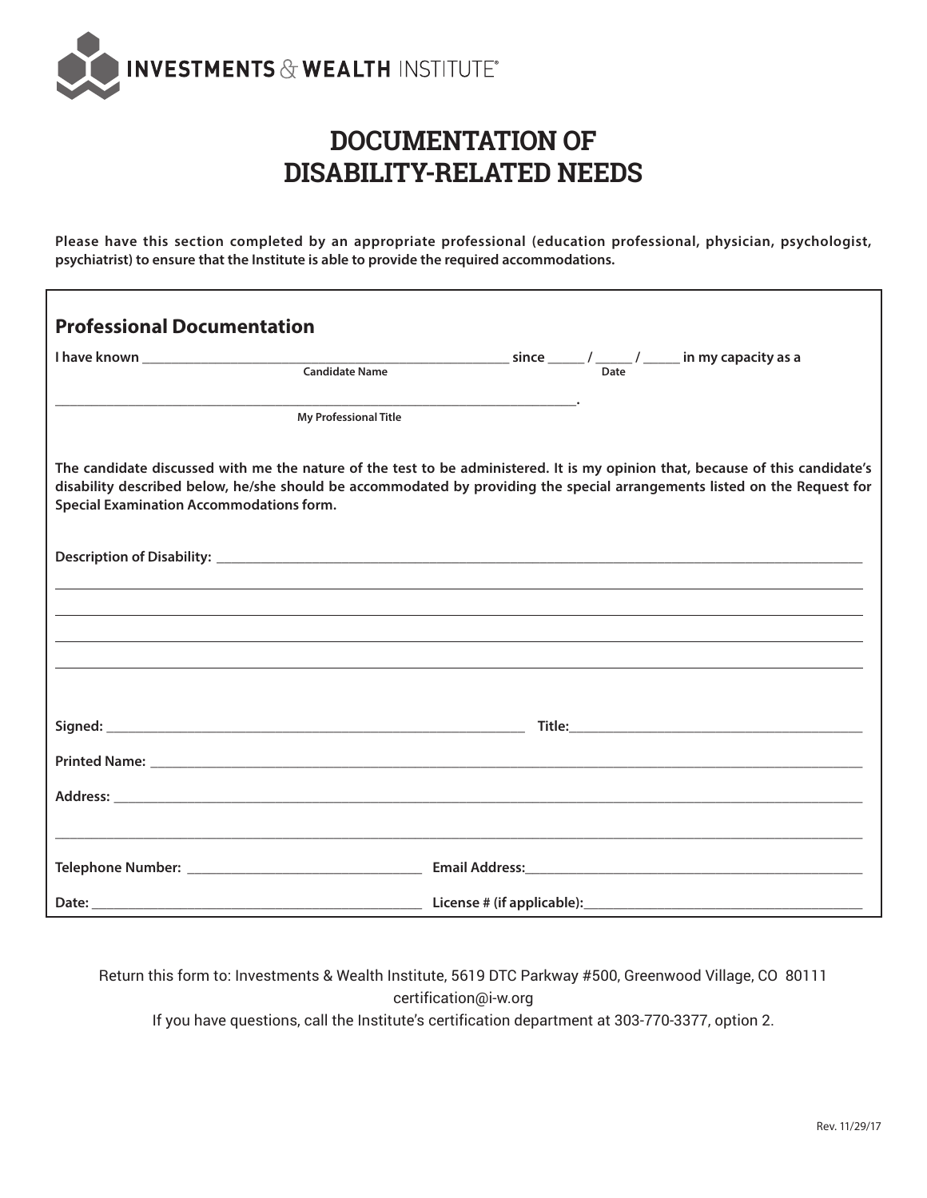INVESTMENTS & WEALTH INSTITUTE®

# DOCUMENTATION OF DISABILITY-RELATED NEEDS

**Please have this section completed by an appropriate professional (education professional, physician, psychologist, psychiatrist) to ensure that the Institute is able to provide the required accommodations.**

## Professional Documentation

**I have known** ______________________________ **since** _____ / _____ / _____ **in my capacity as a**
Candidate Name — Date

______________________________________________.
My Professional Title

**The candidate discussed with me the nature of the test to be administered. It is my opinion that, because of this candidate's disability described below, he/she should be accommodated by providing the special arrangements listed on the Request for Special Examination Accommodations form.**

**Description of Disability:** ______________________________________________

______________________________________________

______________________________________________

______________________________________________

______________________________________________

**Signed:** ______________________________ **Title:** ______________________________

**Printed Name:** ______________________________________________

**Address:** ______________________________________________

______________________________________________

**Telephone Number:** ______________________________ **Email Address:** ______________________________

**Date:** ______________________________ **License # (if applicable):** ______________________________

Return this form to: Investments & Wealth Institute, 5619 DTC Parkway #500, Greenwood Village, CO 80111
certification@i-w.org
If you have questions, call the Institute's certification department at 303-770-3377, option 2.

Rev. 11/29/17